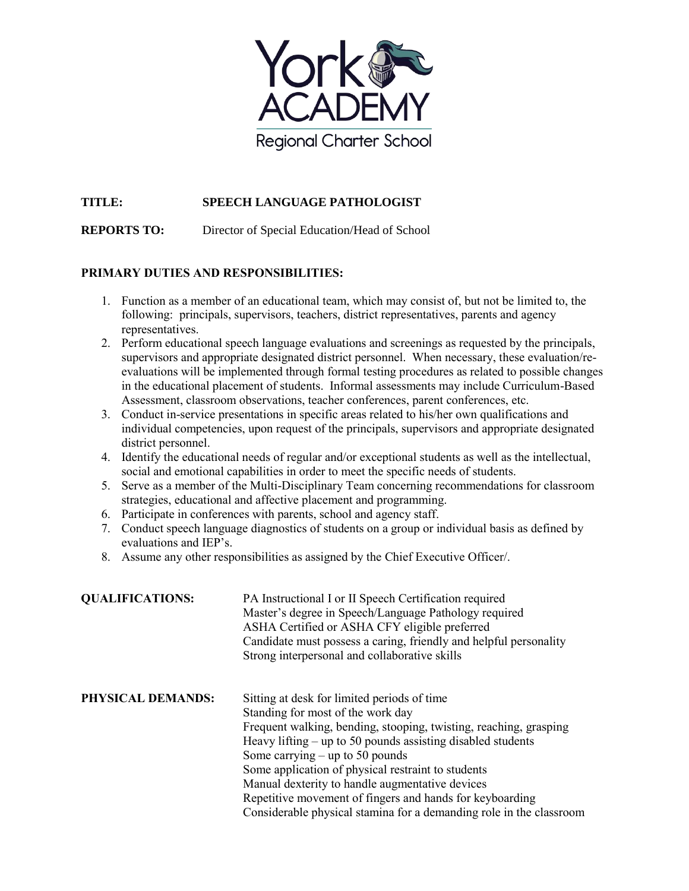York ACADEMY

Regional Charter School

**TITLE:** **SPEECH LANGUAGE PATHOLOGIST**

**REPORTS TO:** Director of Special Education/Head of School

**PRIMARY DUTIES AND RESPONSIBILITIES:**

1. Function as a member of an educational team, which may consist of, but not be limited to, the following: principals, supervisors, teachers, district representatives, parents and agency representatives.
2. Perform educational speech language evaluations and screenings as requested by the principals, supervisors and appropriate designated district personnel. When necessary, these evaluation/re-evaluations will be implemented through formal testing procedures as related to possible changes in the educational placement of students. Informal assessments may include Curriculum-Based Assessment, classroom observations, teacher conferences, parent conferences, etc.
3. Conduct in-service presentations in specific areas related to his/her own qualifications and individual competencies, upon request of the principals, supervisors and appropriate designated district personnel.
4. Identify the educational needs of regular and/or exceptional students as well as the intellectual, social and emotional capabilities in order to meet the specific needs of students.
5. Serve as a member of the Multi-Disciplinary Team concerning recommendations for classroom strategies, educational and affective placement and programming.
6. Participate in conferences with parents, school and agency staff.
7. Conduct speech language diagnostics of students on a group or individual basis as defined by evaluations and IEP's.
8. Assume any other responsibilities as assigned by the Chief Executive Officer/.

**QUALIFICATIONS:**

PA Instructional I or II Speech Certification required
Master's degree in Speech/Language Pathology required
ASHA Certified or ASHA CFY eligible preferred
Candidate must possess a caring, friendly and helpful personality
Strong interpersonal and collaborative skills

**PHYSICAL DEMANDS:**

Sitting at desk for limited periods of time
Standing for most of the work day
Frequent walking, bending, stooping, twisting, reaching, grasping
Heavy lifting – up to 50 pounds assisting disabled students
Some carrying – up to 50 pounds
Some application of physical restraint to students
Manual dexterity to handle augmentative devices
Repetitive movement of fingers and hands for keyboarding
Considerable physical stamina for a demanding role in the classroom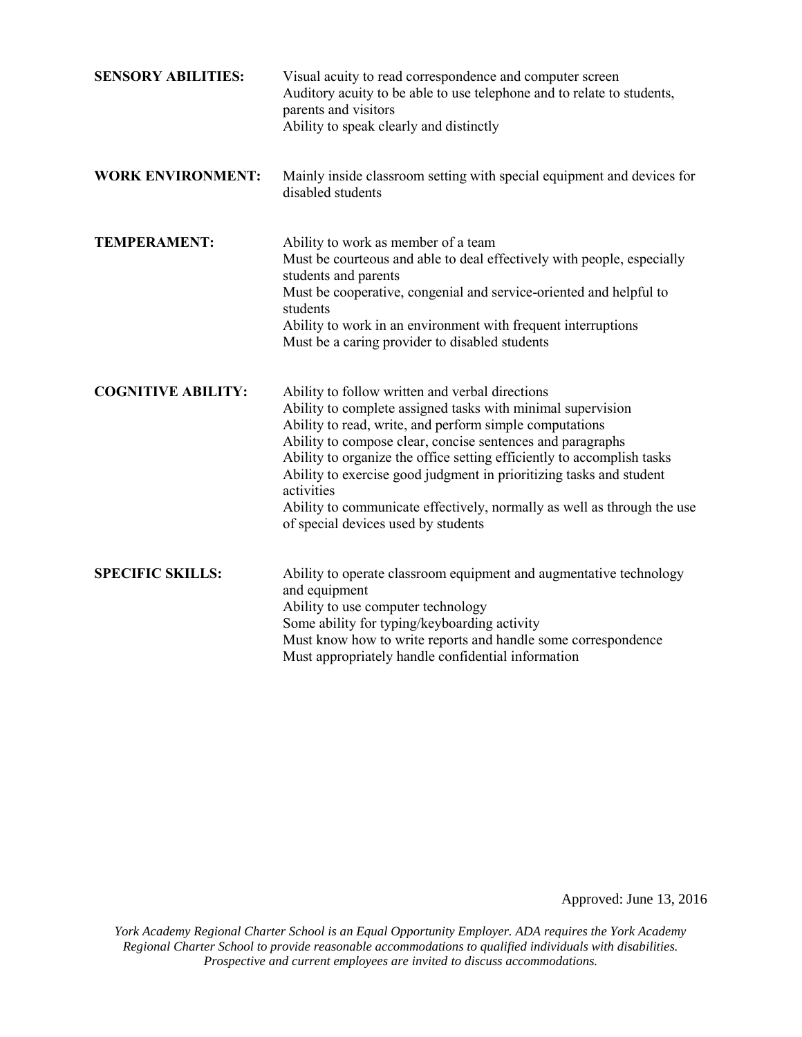**SENSORY ABILITIES:**
Visual acuity to read correspondence and computer screen
Auditory acuity to be able to use telephone and to relate to students, parents and visitors
Ability to speak clearly and distinctly

**WORK ENVIRONMENT:**
Mainly inside classroom setting with special equipment and devices for disabled students

**TEMPERAMENT:**
Ability to work as member of a team
Must be courteous and able to deal effectively with people, especially students and parents
Must be cooperative, congenial and service-oriented and helpful to students
Ability to work in an environment with frequent interruptions
Must be a caring provider to disabled students

**COGNITIVE ABILITY:**
Ability to follow written and verbal directions
Ability to complete assigned tasks with minimal supervision
Ability to read, write, and perform simple computations
Ability to compose clear, concise sentences and paragraphs
Ability to organize the office setting efficiently to accomplish tasks
Ability to exercise good judgment in prioritizing tasks and student activities
Ability to communicate effectively, normally as well as through the use of special devices used by students

**SPECIFIC SKILLS:**
Ability to operate classroom equipment and augmentative technology and equipment
Ability to use computer technology
Some ability for typing/keyboarding activity
Must know how to write reports and handle some correspondence
Must appropriately handle confidential information

Approved: June 13, 2016

*York Academy Regional Charter School is an Equal Opportunity Employer. ADA requires the York Academy Regional Charter School to provide reasonable accommodations to qualified individuals with disabilities. Prospective and current employees are invited to discuss accommodations.*